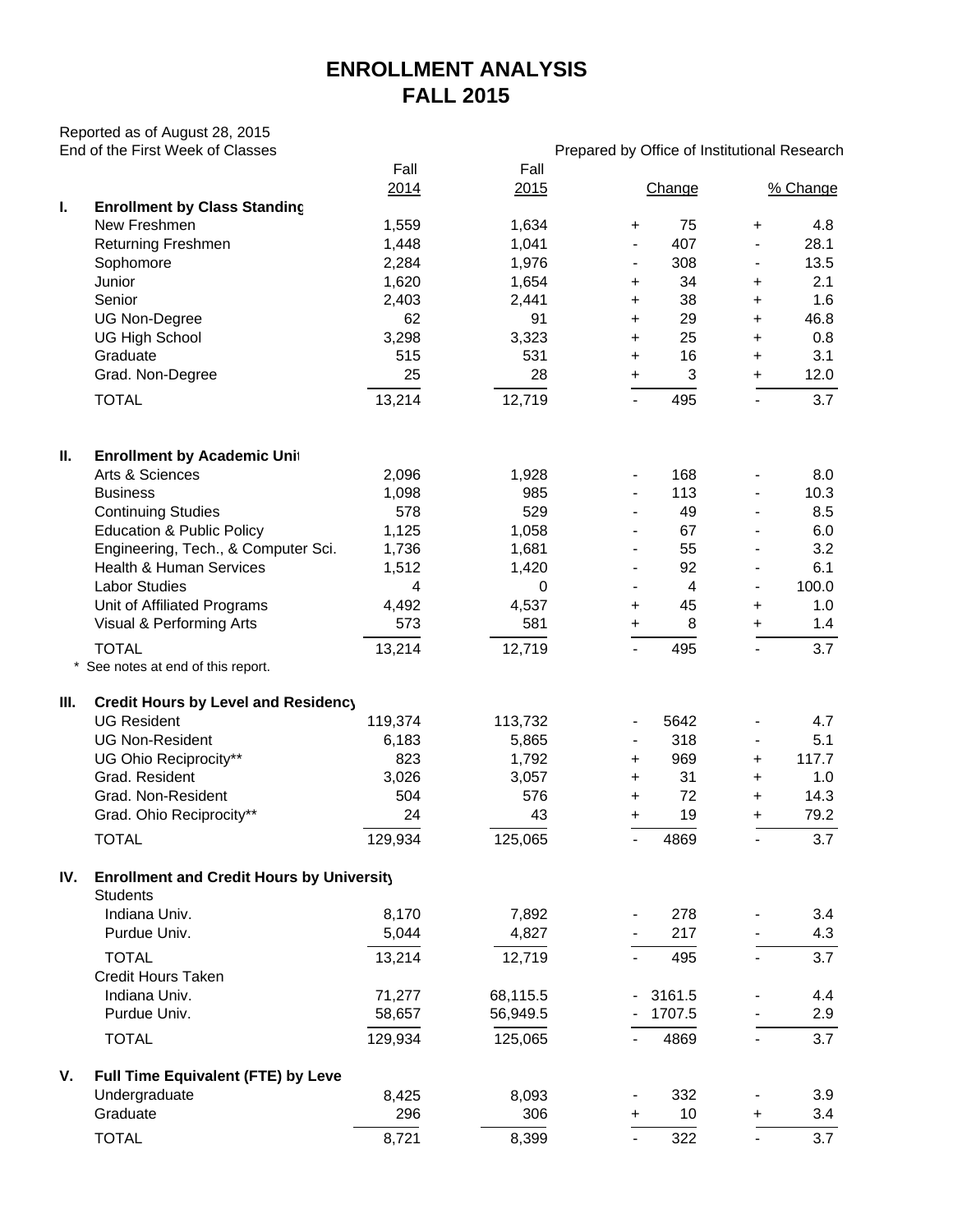# ENROLLMENT ANALYSIS
# FALL 2015

Reported as of August 28, 2015
End of the First Week of Classes

Prepared by Office of Institutional Research

| | | Fall 2014 | Fall 2015 | Change | | % Change | |
|---|---|---|---|---|---|---|---|
| **I.** | **Enrollment by Class Standing** | | | | | | |
| | New Freshmen | 1,559 | 1,634 | + | 75 | + | 4.8 |
| | Returning Freshmen | 1,448 | 1,041 | - | 407 | - | 28.1 |
| | Sophomore | 2,284 | 1,976 | - | 308 | - | 13.5 |
| | Junior | 1,620 | 1,654 | + | 34 | + | 2.1 |
| | Senior | 2,403 | 2,441 | + | 38 | + | 1.6 |
| | UG Non-Degree | 62 | 91 | + | 29 | + | 46.8 |
| | UG High School | 3,298 | 3,323 | + | 25 | + | 0.8 |
| | Graduate | 515 | 531 | + | 16 | + | 3.1 |
| | Grad. Non-Degree | 25 | 28 | + | 3 | + | 12.0 |
| | TOTAL | 13,214 | 12,719 | - | 495 | - | 3.7 |
| **II.** | **Enrollment by Academic Unit** | | | | | | |
| | Arts & Sciences | 2,096 | 1,928 | - | 168 | - | 8.0 |
| | Business | 1,098 | 985 | - | 113 | - | 10.3 |
| | Continuing Studies | 578 | 529 | - | 49 | - | 8.5 |
| | Education & Public Policy | 1,125 | 1,058 | - | 67 | - | 6.0 |
| | Engineering, Tech., & Computer Sci. | 1,736 | 1,681 | - | 55 | - | 3.2 |
| | Health & Human Services | 1,512 | 1,420 | - | 92 | - | 6.1 |
| | Labor Studies | 4 | 0 | - | 4 | - | 100.0 |
| | Unit of Affiliated Programs | 4,492 | 4,537 | + | 45 | + | 1.0 |
| | Visual & Performing Arts | 573 | 581 | + | 8 | + | 1.4 |
| | TOTAL | 13,214 | 12,719 | - | 495 | - | 3.7 |
| **III.** | **Credit Hours by Level and Residency** | | | | | | |
| | UG Resident | 119,374 | 113,732 | - | 5642 | - | 4.7 |
| | UG Non-Resident | 6,183 | 5,865 | - | 318 | - | 5.1 |
| | UG Ohio Reciprocity** | 823 | 1,792 | + | 969 | + | 117.7 |
| | Grad. Resident | 3,026 | 3,057 | + | 31 | + | 1.0 |
| | Grad. Non-Resident | 504 | 576 | + | 72 | + | 14.3 |
| | Grad. Ohio Reciprocity** | 24 | 43 | + | 19 | + | 79.2 |
| | TOTAL | 129,934 | 125,065 | - | 4869 | - | 3.7 |
| **IV.** | **Enrollment and Credit Hours by University** | | | | | | |
| | Students | | | | | | |
| | Indiana Univ. | 8,170 | 7,892 | - | 278 | - | 3.4 |
| | Purdue Univ. | 5,044 | 4,827 | - | 217 | - | 4.3 |
| | TOTAL | 13,214 | 12,719 | - | 495 | - | 3.7 |
| | Credit Hours Taken | | | | | | |
| | Indiana Univ. | 71,277 | 68,115.5 | - | 3161.5 | - | 4.4 |
| | Purdue Univ. | 58,657 | 56,949.5 | - | 1707.5 | - | 2.9 |
| | TOTAL | 129,934 | 125,065 | - | 4869 | - | 3.7 |
| **V.** | **Full Time Equivalent (FTE) by Level** | | | | | | |
| | Undergraduate | 8,425 | 8,093 | - | 332 | - | 3.9 |
| | Graduate | 296 | 306 | + | 10 | + | 3.4 |
| | TOTAL | 8,721 | 8,399 | - | 322 | - | 3.7 |

\* See notes at end of this report.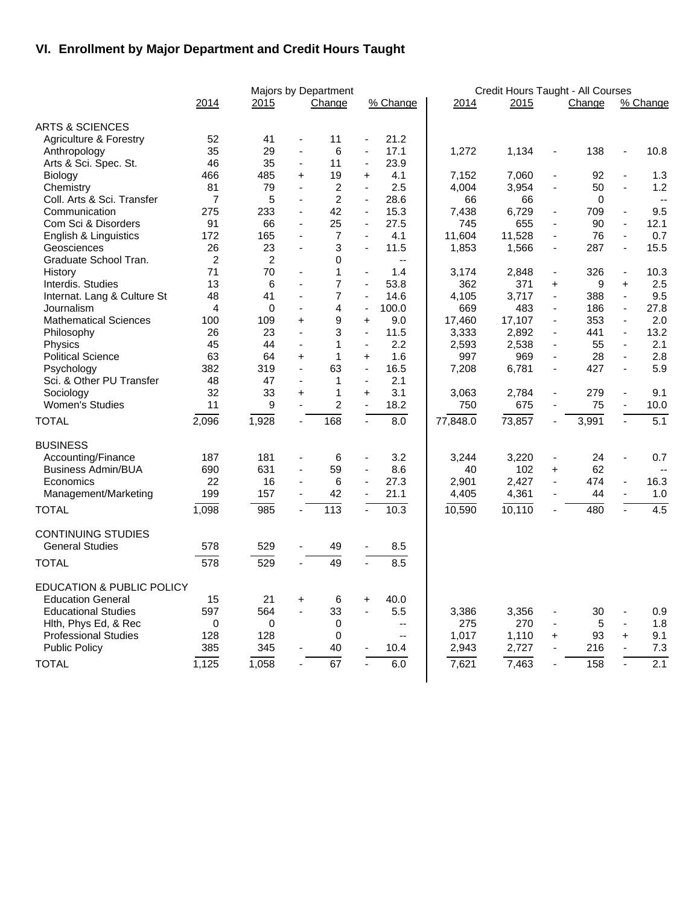# VI. Enrollment by Major Department and Credit Hours Taught

| | Majors by Department | | | | | | Credit Hours Taught - All Courses | | | | | |
|---|---|---|---|---|---|---|---|---|---|---|---|---|
| | 2014 | 2015 | | Change | | % Change | 2014 | 2015 | | Change | | % Change |
| **ARTS & SCIENCES** | | | | | | | | | | | | |
| Agriculture & Forestry | 52 | 41 | - | 11 | - | 21.2 | | | | | | |
| Anthropology | 35 | 29 | - | 6 | - | 17.1 | 1,272 | 1,134 | - | 138 | - | 10.8 |
| Arts & Sci. Spec. St. | 46 | 35 | - | 11 | - | 23.9 | | | | | | |
| Biology | 466 | 485 | + | 19 | + | 4.1 | 7,152 | 7,060 | - | 92 | - | 1.3 |
| Chemistry | 81 | 79 | - | 2 | - | 2.5 | 4,004 | 3,954 | - | 50 | - | 1.2 |
| Coll. Arts & Sci. Transfer | 7 | 5 | - | 2 | - | 28.6 | 66 | 66 | | 0 | | -- |
| Communication | 275 | 233 | - | 42 | - | 15.3 | 7,438 | 6,729 | - | 709 | - | 9.5 |
| Com Sci & Disorders | 91 | 66 | - | 25 | - | 27.5 | 745 | 655 | - | 90 | - | 12.1 |
| English & Linguistics | 172 | 165 | - | 7 | - | 4.1 | 11,604 | 11,528 | - | 76 | - | 0.7 |
| Geosciences | 26 | 23 | - | 3 | - | 11.5 | 1,853 | 1,566 | - | 287 | - | 15.5 |
| Graduate School Tran. | 2 | 2 | | 0 | | -- | | | | | | |
| History | 71 | 70 | - | 1 | - | 1.4 | 3,174 | 2,848 | - | 326 | - | 10.3 |
| Interdis. Studies | 13 | 6 | - | 7 | - | 53.8 | 362 | 371 | + | 9 | + | 2.5 |
| Internat. Lang & Culture St | 48 | 41 | - | 7 | - | 14.6 | 4,105 | 3,717 | - | 388 | - | 9.5 |
| Journalism | 4 | 0 | - | 4 | - | 100.0 | 669 | 483 | - | 186 | - | 27.8 |
| Mathematical Sciences | 100 | 109 | + | 9 | + | 9.0 | 17,460 | 17,107 | - | 353 | - | 2.0 |
| Philosophy | 26 | 23 | - | 3 | - | 11.5 | 3,333 | 2,892 | - | 441 | - | 13.2 |
| Physics | 45 | 44 | - | 1 | - | 2.2 | 2,593 | 2,538 | - | 55 | - | 2.1 |
| Political Science | 63 | 64 | + | 1 | + | 1.6 | 997 | 969 | - | 28 | - | 2.8 |
| Psychology | 382 | 319 | - | 63 | - | 16.5 | 7,208 | 6,781 | - | 427 | - | 5.9 |
| Sci. & Other PU Transfer | 48 | 47 | - | 1 | - | 2.1 | | | | | | |
| Sociology | 32 | 33 | + | 1 | + | 3.1 | 3,063 | 2,784 | - | 279 | - | 9.1 |
| Women's Studies | 11 | 9 | - | 2 | - | 18.2 | 750 | 675 | - | 75 | - | 10.0 |
| **TOTAL** | 2,096 | 1,928 | - | 168 | - | 8.0 | 77,848.0 | 73,857 | - | 3,991 | - | 5.1 |
| **BUSINESS** | | | | | | | | | | | | |
| Accounting/Finance | 187 | 181 | - | 6 | - | 3.2 | 3,244 | 3,220 | - | 24 | - | 0.7 |
| Business Admin/BUA | 690 | 631 | - | 59 | - | 8.6 | 40 | 102 | + | 62 | | -- |
| Economics | 22 | 16 | - | 6 | - | 27.3 | 2,901 | 2,427 | - | 474 | - | 16.3 |
| Management/Marketing | 199 | 157 | - | 42 | - | 21.1 | 4,405 | 4,361 | - | 44 | - | 1.0 |
| **TOTAL** | 1,098 | 985 | - | 113 | - | 10.3 | 10,590 | 10,110 | - | 480 | - | 4.5 |
| **CONTINUING STUDIES** | | | | | | | | | | | | |
| General Studies | 578 | 529 | - | 49 | - | 8.5 | | | | | | |
| **TOTAL** | 578 | 529 | - | 49 | - | 8.5 | | | | | | |
| **EDUCATION & PUBLIC POLICY** | | | | | | | | | | | | |
| Education General | 15 | 21 | + | 6 | + | 40.0 | | | | | | |
| Educational Studies | 597 | 564 | - | 33 | - | 5.5 | 3,386 | 3,356 | - | 30 | - | 0.9 |
| Hlth, Phys Ed, & Rec | 0 | 0 | | 0 | | -- | 275 | 270 | - | 5 | - | 1.8 |
| Professional Studies | 128 | 128 | | 0 | | -- | 1,017 | 1,110 | + | 93 | + | 9.1 |
| Public Policy | 385 | 345 | - | 40 | - | 10.4 | 2,943 | 2,727 | - | 216 | - | 7.3 |
| **TOTAL** | 1,125 | 1,058 | - | 67 | - | 6.0 | 7,621 | 7,463 | - | 158 | - | 2.1 |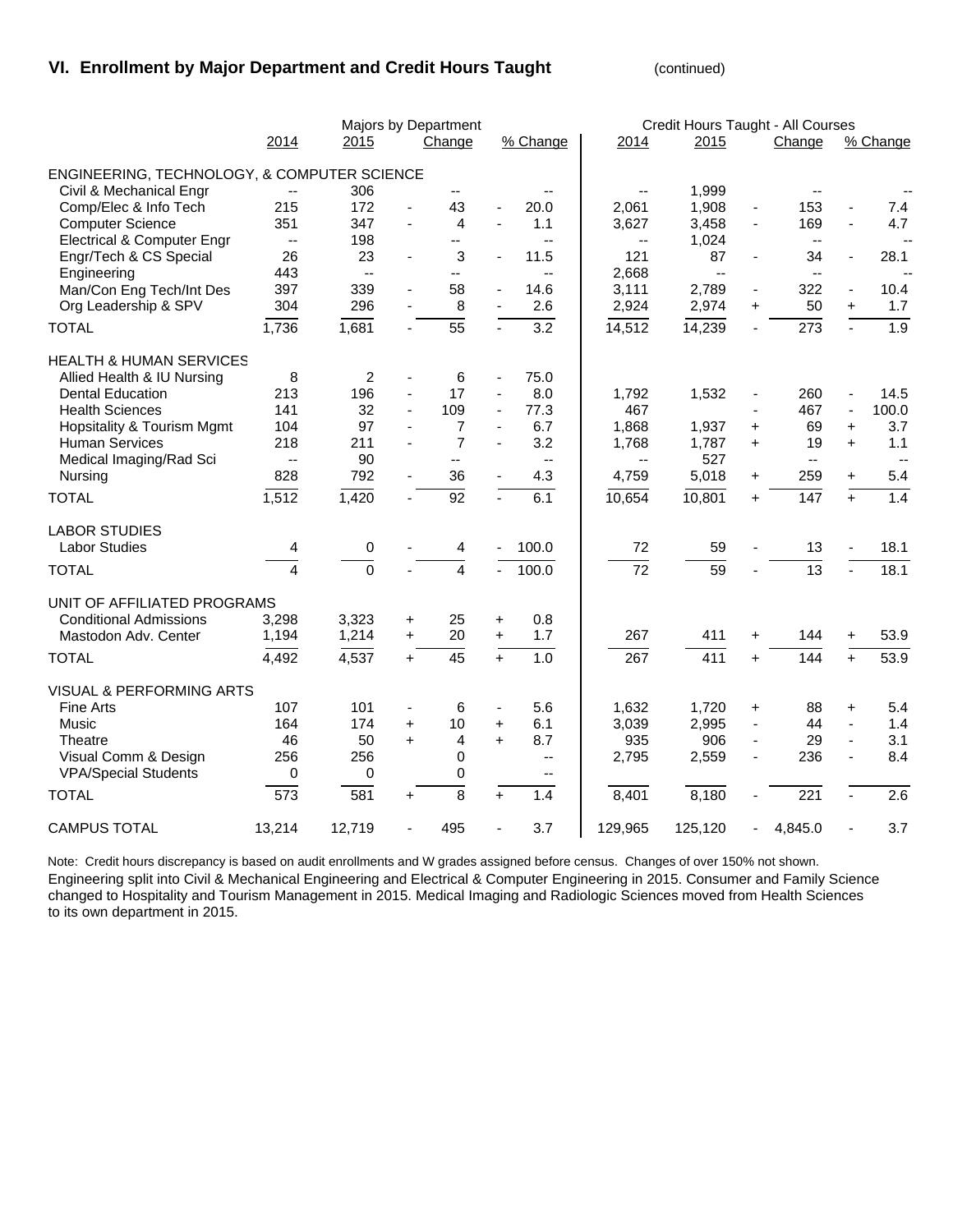## VI. Enrollment by Major Department and Credit Hours Taught (continued)

| | Majors by Department | | | | | | Credit Hours Taught - All Courses | | | | | |
|---|---|---|---|---|---|---|---|---|---|---|---|---|
| | 2014 | 2015 | | Change | | % Change | 2014 | 2015 | | Change | | % Change |
| ENGINEERING, TECHNOLOGY, & COMPUTER SCIENCE | | | | | | | | | | | | |
| Civil & Mechanical Engr | -- | 306 | | -- | | -- | -- | 1,999 | | -- | | -- |
| Comp/Elec & Info Tech | 215 | 172 | - | 43 | - | 20.0 | 2,061 | 1,908 | - | 153 | - | 7.4 |
| Computer Science | 351 | 347 | - | 4 | - | 1.1 | 3,627 | 3,458 | - | 169 | - | 4.7 |
| Electrical & Computer Engr | -- | 198 | | -- | | -- | -- | 1,024 | | -- | | -- |
| Engr/Tech & CS Special | 26 | 23 | - | 3 | - | 11.5 | 121 | 87 | - | 34 | - | 28.1 |
| Engineering | 443 | -- | | -- | | -- | 2,668 | -- | | -- | | -- |
| Man/Con Eng Tech/Int Des | 397 | 339 | - | 58 | - | 14.6 | 3,111 | 2,789 | - | 322 | - | 10.4 |
| Org Leadership & SPV | 304 | 296 | - | 8 | - | 2.6 | 2,924 | 2,974 | + | 50 | + | 1.7 |
| TOTAL | 1,736 | 1,681 | - | 55 | - | 3.2 | 14,512 | 14,239 | - | 273 | - | 1.9 |
| HEALTH & HUMAN SERVICES | | | | | | | | | | | | |
| Allied Health & IU Nursing | 8 | 2 | - | 6 | - | 75.0 | | | | | | |
| Dental Education | 213 | 196 | - | 17 | - | 8.0 | 1,792 | 1,532 | - | 260 | - | 14.5 |
| Health Sciences | 141 | 32 | - | 109 | - | 77.3 | 467 | | - | 467 | - | 100.0 |
| Hopsitality & Tourism Mgmt | 104 | 97 | - | 7 | - | 6.7 | 1,868 | 1,937 | + | 69 | + | 3.7 |
| Human Services | 218 | 211 | - | 7 | - | 3.2 | 1,768 | 1,787 | + | 19 | + | 1.1 |
| Medical Imaging/Rad Sci | -- | 90 | | -- | | -- | -- | 527 | | -- | | -- |
| Nursing | 828 | 792 | - | 36 | - | 4.3 | 4,759 | 5,018 | + | 259 | + | 5.4 |
| TOTAL | 1,512 | 1,420 | - | 92 | - | 6.1 | 10,654 | 10,801 | + | 147 | + | 1.4 |
| LABOR STUDIES | | | | | | | | | | | | |
| Labor Studies | 4 | 0 | - | 4 | - | 100.0 | 72 | 59 | - | 13 | - | 18.1 |
| TOTAL | 4 | 0 | - | 4 | - | 100.0 | 72 | 59 | - | 13 | - | 18.1 |
| UNIT OF AFFILIATED PROGRAMS | | | | | | | | | | | | |
| Conditional Admissions | 3,298 | 3,323 | + | 25 | + | 0.8 | | | | | | |
| Mastodon Adv. Center | 1,194 | 1,214 | + | 20 | + | 1.7 | 267 | 411 | + | 144 | + | 53.9 |
| TOTAL | 4,492 | 4,537 | + | 45 | + | 1.0 | 267 | 411 | + | 144 | + | 53.9 |
| VISUAL & PERFORMING ARTS | | | | | | | | | | | | |
| Fine Arts | 107 | 101 | - | 6 | - | 5.6 | 1,632 | 1,720 | + | 88 | + | 5.4 |
| Music | 164 | 174 | + | 10 | + | 6.1 | 3,039 | 2,995 | - | 44 | - | 1.4 |
| Theatre | 46 | 50 | + | 4 | + | 8.7 | 935 | 906 | - | 29 | - | 3.1 |
| Visual Comm & Design | 256 | 256 | | 0 | | -- | 2,795 | 2,559 | - | 236 | - | 8.4 |
| VPA/Special Students | 0 | 0 | | 0 | | -- | | | | | | |
| TOTAL | 573 | 581 | + | 8 | + | 1.4 | 8,401 | 8,180 | - | 221 | - | 2.6 |
| CAMPUS TOTAL | 13,214 | 12,719 | - | 495 | - | 3.7 | 129,965 | 125,120 | - | 4,845.0 | - | 3.7 |

Note: Credit hours discrepancy is based on audit enrollments and W grades assigned before census. Changes of over 150% not shown.
Engineering split into Civil & Mechanical Engineering and Electrical & Computer Engineering in 2015. Consumer and Family Science changed to Hospitality and Tourism Management in 2015. Medical Imaging and Radiologic Sciences moved from Health Sciences to its own department in 2015.